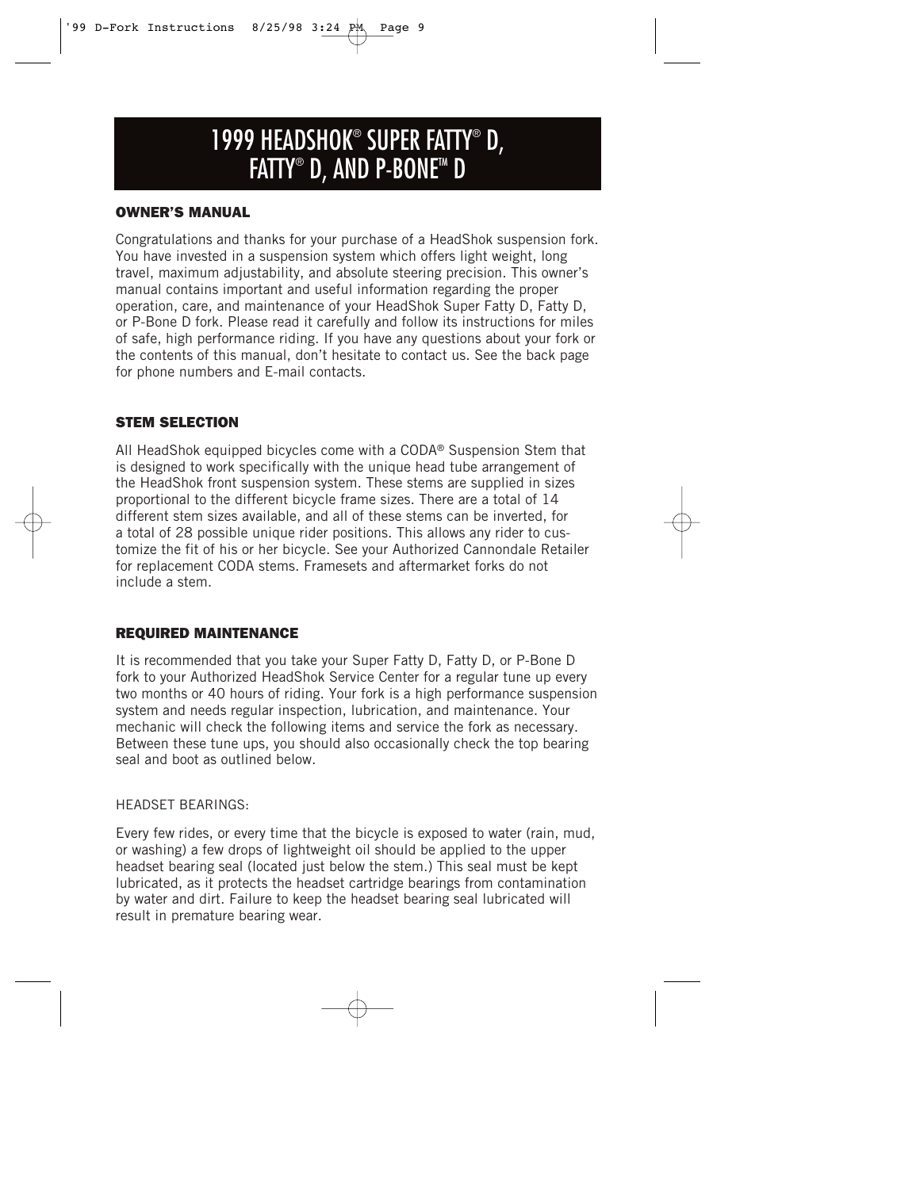# 1999 HEADSHOK® SUPER FATTY® D, FATTY® D, AND P-BONE™ D

## OWNER'S MANUAL

Congratulations and thanks for your purchase of a HeadShok suspension fork. You have invested in a suspension system which offers light weight, long travel, maximum adjustability, and absolute steering precision. This owner's manual contains important and useful information regarding the proper operation, care, and maintenance of your HeadShok Super Fatty D, Fatty D, or P-Bone D fork. Please read it carefully and follow its instructions for miles of safe, high performance riding. If you have any questions about your fork or the contents of this manual, don't hesitate to contact us. See the back page for phone numbers and E-mail contacts.

## STEM SELECTION

All HeadShok equipped bicycles come with a CODA® Suspension Stem that is designed to work specifically with the unique head tube arrangement of the HeadShok front suspension system. These stems are supplied in sizes proportional to the different bicycle frame sizes. There are a total of 14 different stem sizes available, and all of these stems can be inverted, for a total of 28 possible unique rider positions. This allows any rider to customize the fit of his or her bicycle. See your Authorized Cannondale Retailer for replacement CODA stems. Framesets and aftermarket forks do not include a stem.

## REQUIRED MAINTENANCE

It is recommended that you take your Super Fatty D, Fatty D, or P-Bone D fork to your Authorized HeadShok Service Center for a regular tune up every two months or 40 hours of riding. Your fork is a high performance suspension system and needs regular inspection, lubrication, and maintenance. Your mechanic will check the following items and service the fork as necessary. Between these tune ups, you should also occasionally check the top bearing seal and boot as outlined below.

HEADSET BEARINGS:

Every few rides, or every time that the bicycle is exposed to water (rain, mud, or washing) a few drops of lightweight oil should be applied to the upper headset bearing seal (located just below the stem.) This seal must be kept lubricated, as it protects the headset cartridge bearings from contamination by water and dirt. Failure to keep the headset bearing seal lubricated will result in premature bearing wear.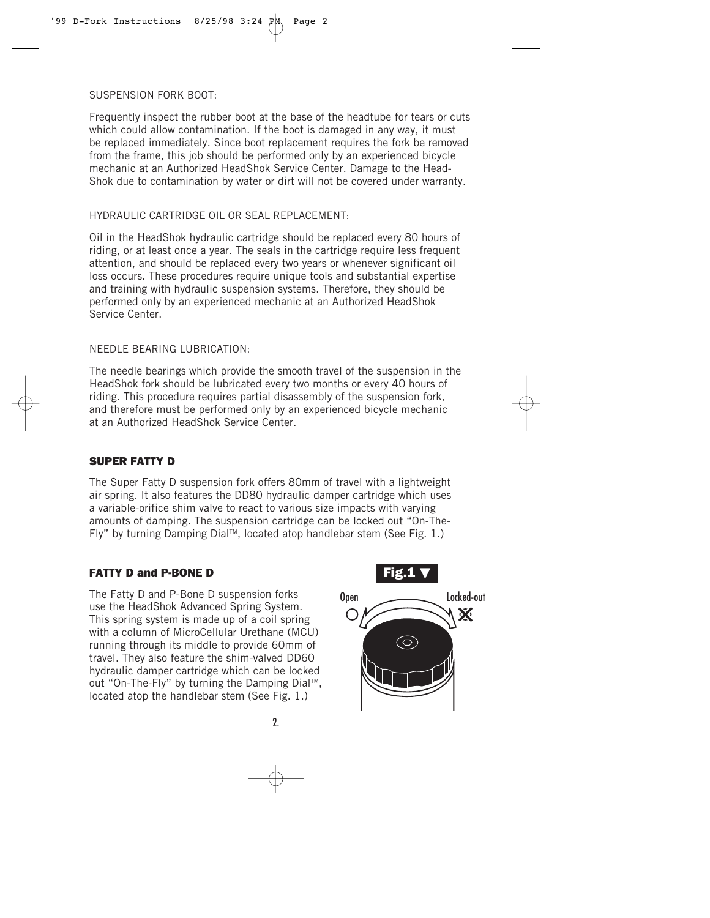SUSPENSION FORK BOOT:

Frequently inspect the rubber boot at the base of the headtube for tears or cuts which could allow contamination. If the boot is damaged in any way, it must be replaced immediately. Since boot replacement requires the fork be removed from the frame, this job should be performed only by an experienced bicycle mechanic at an Authorized HeadShok Service Center. Damage to the Head-Shok due to contamination by water or dirt will not be covered under warranty.

HYDRAULIC CARTRIDGE OIL OR SEAL REPLACEMENT:

Oil in the HeadShok hydraulic cartridge should be replaced every 80 hours of riding, or at least once a year. The seals in the cartridge require less frequent attention, and should be replaced every two years or whenever significant oil loss occurs. These procedures require unique tools and substantial expertise and training with hydraulic suspension systems. Therefore, they should be performed only by an experienced mechanic at an Authorized HeadShok Service Center.

NEEDLE BEARING LUBRICATION:

The needle bearings which provide the smooth travel of the suspension in the HeadShok fork should be lubricated every two months or every 40 hours of riding. This procedure requires partial disassembly of the suspension fork, and therefore must be performed only by an experienced bicycle mechanic at an Authorized HeadShok Service Center.

## SUPER FATTY D

The Super Fatty D suspension fork offers 80mm of travel with a lightweight air spring. It also features the DD80 hydraulic damper cartridge which uses a variable-orifice shim valve to react to various size impacts with varying amounts of damping. The suspension cartridge can be locked out "On-The-Fly" by turning Damping Dial™, located atop handlebar stem (See Fig. 1.)

## FATTY D and P-BONE D

The Fatty D and P-Bone D suspension forks use the HeadShok Advanced Spring System. This spring system is made up of a coil spring with a column of MicroCellular Urethane (MCU) running through its middle to provide 60mm of travel. They also feature the shim-valved DD60 hydraulic damper cartridge which can be locked out "On-The-Fly" by turning the Damping Dial™, located atop the handlebar stem (See Fig. 1.)

**Fig.1 ▼**

Open Locked-out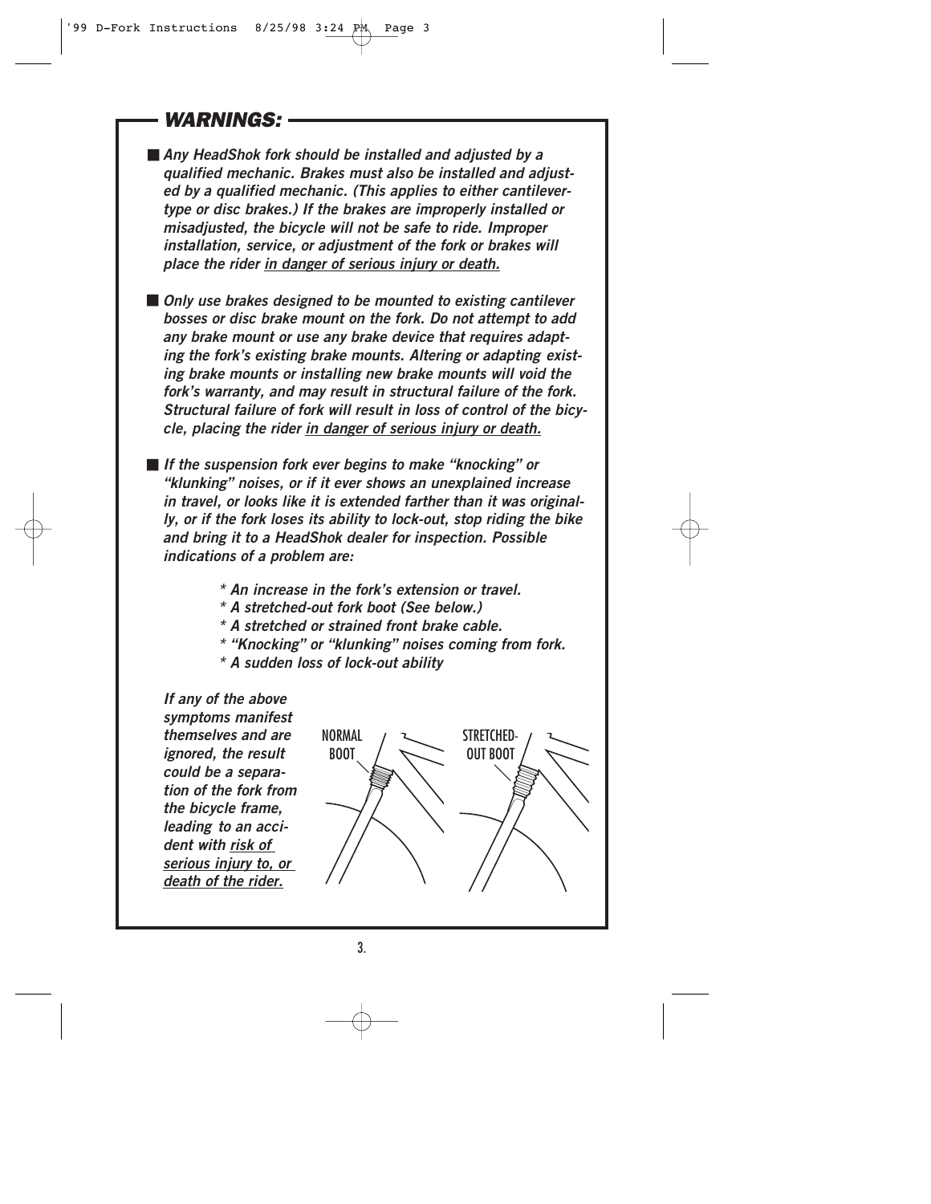## WARNINGS:

- ***Any HeadShok fork should be installed and adjusted by a qualified mechanic. Brakes must also be installed and adjusted by a qualified mechanic. (This applies to either cantilever-type or disc brakes.) If the brakes are improperly installed or misadjusted, the bicycle will not be safe to ride. Improper installation, service, or adjustment of the fork or brakes will place the rider <u>in danger of serious injury or death.</u>***

- ***Only use brakes designed to be mounted to existing cantilever bosses or disc brake mount on the fork. Do not attempt to add any brake mount or use any brake device that requires adapting the fork's existing brake mounts. Altering or adapting existing brake mounts or installing new brake mounts will void the fork's warranty, and may result in structural failure of the fork. Structural failure of fork will result in loss of control of the bicycle, placing the rider <u>in danger of serious injury or death.</u>***

- ***If the suspension fork ever begins to make "knocking" or "klunking" noises, or if it ever shows an unexplained increase in travel, or looks like it is extended farther than it was originally, or if the fork loses its ability to lock-out, stop riding the bike and bring it to a HeadShok dealer for inspection. Possible indications of a problem are:***

  ***\* An increase in the fork's extension or travel.***
  ***\* A stretched-out fork boot (See below.)***
  ***\* A stretched or strained front brake cable.***
  ***\* "Knocking" or "klunking" noises coming from fork.***
  ***\* A sudden loss of lock-out ability***

  ***If any of the above symptoms manifest themselves and are ignored, the result could be a separation of the fork from the bicycle frame, leading to an accident with <u>risk of serious injury to, or death of the rider.</u>***

NORMAL BOOT

STRETCHED-OUT BOOT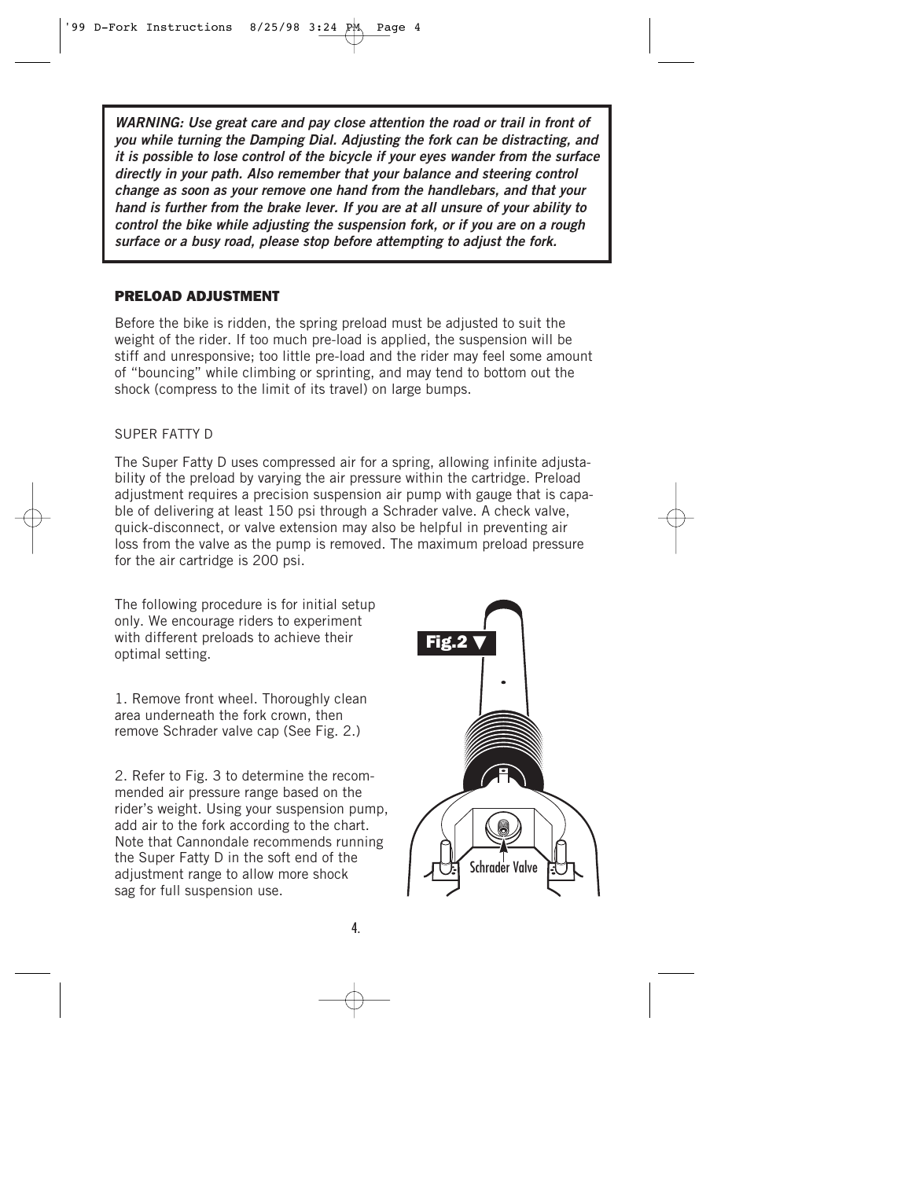***WARNING: Use great care and pay close attention the road or trail in front of you while turning the Damping Dial. Adjusting the fork can be distracting, and it is possible to lose control of the bicycle if your eyes wander from the surface directly in your path. Also remember that your balance and steering control change as soon as your remove one hand from the handlebars, and that your hand is further from the brake lever. If you are at all unsure of your ability to control the bike while adjusting the suspension fork, or if you are on a rough surface or a busy road, please stop before attempting to adjust the fork.***

## PRELOAD ADJUSTMENT

Before the bike is ridden, the spring preload must be adjusted to suit the weight of the rider. If too much pre-load is applied, the suspension will be stiff and unresponsive; too little pre-load and the rider may feel some amount of "bouncing" while climbing or sprinting, and may tend to bottom out the shock (compress to the limit of its travel) on large bumps.

### SUPER FATTY D

The Super Fatty D uses compressed air for a spring, allowing infinite adjustability of the preload by varying the air pressure within the cartridge. Preload adjustment requires a precision suspension air pump with gauge that is capable of delivering at least 150 psi through a Schrader valve. A check valve, quick-disconnect, or valve extension may also be helpful in preventing air loss from the valve as the pump is removed. The maximum preload pressure for the air cartridge is 200 psi.

The following procedure is for initial setup only. We encourage riders to experiment with different preloads to achieve their optimal setting.

1. Remove front wheel. Thoroughly clean area underneath the fork crown, then remove Schrader valve cap (See Fig. 2.)

2. Refer to Fig. 3 to determine the recommended air pressure range based on the rider's weight. Using your suspension pump, add air to the fork according to the chart. Note that Cannondale recommends running the Super Fatty D in the soft end of the adjustment range to allow more shock sag for full suspension use.

**Fig.2**

Schrader Valve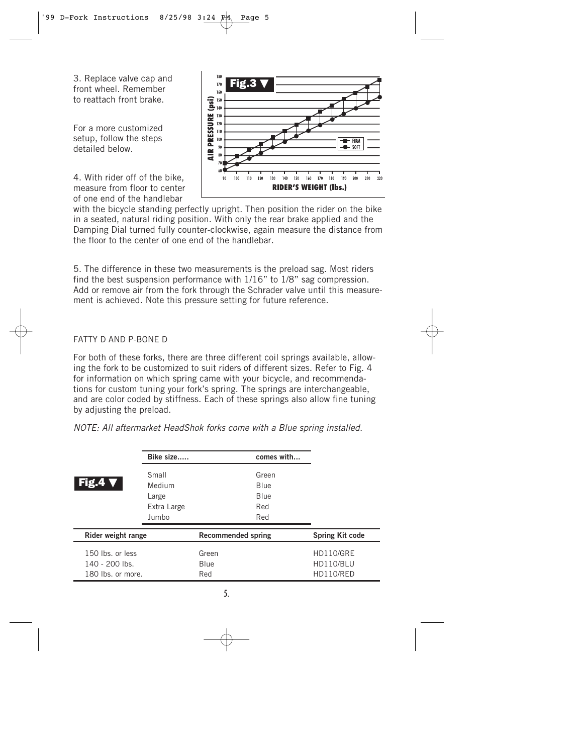3. Replace valve cap and front wheel. Remember to reattach front brake.

For a more customized setup, follow the steps detailed below.

**Fig.3 ▼**

4. With rider off of the bike, measure from floor to center of one end of the handlebar with the bicycle standing perfectly upright. Then position the rider on the bike in a seated, natural riding position. With only the rear brake applied and the Damping Dial turned fully counter-clockwise, again measure the distance from the floor to the center of one end of the handlebar.

5. The difference in these two measurements is the preload sag. Most riders find the best suspension performance with 1/16" to 1/8" sag compression. Add or remove air from the fork through the Schrader valve until this measurement is achieved. Note this pressure setting for future reference.

FATTY D AND P-BONE D

For both of these forks, there are three different coil springs available, allowing the fork to be customized to suit riders of different sizes. Refer to Fig. 4 for information on which spring came with your bicycle, and recommendations for custom tuning your fork's spring. The springs are interchangeable, and are color coded by stiffness. Each of these springs also allow fine tuning by adjusting the preload.

*NOTE: All aftermarket HeadShok forks come with a Blue spring installed.*

**Fig.4 ▼**

| Bike size..... | comes with... |
| --- | --- |
| Small | Green |
| Medium | Blue |
| Large | Blue |
| Extra Large | Red |
| Jumbo | Red |

| Rider weight range | Recommended spring | Spring Kit code |
| --- | --- | --- |
| 150 lbs. or less | Green | HD110/GRE |
| 140 - 200 lbs. | Blue | HD110/BLU |
| 180 lbs. or more. | Red | HD110/RED |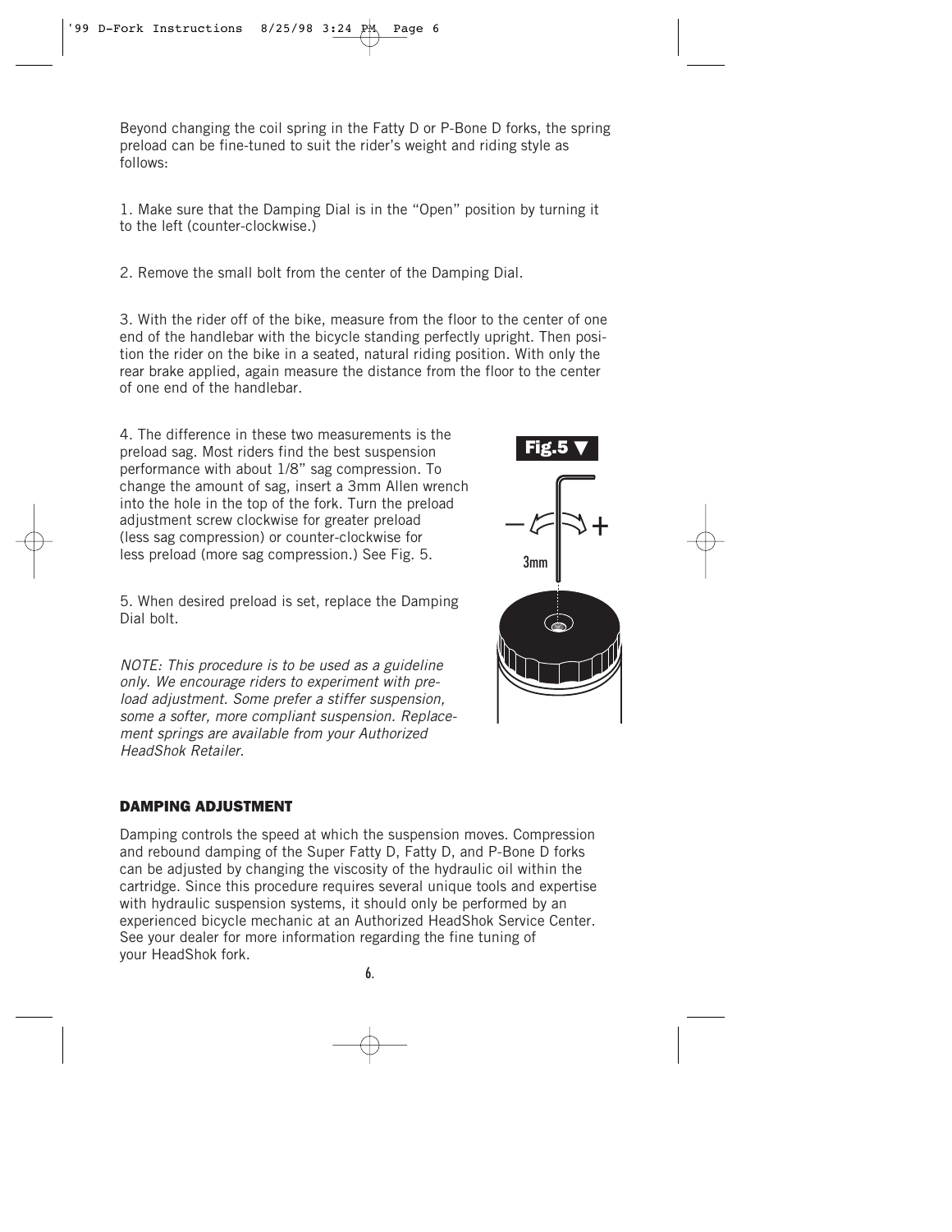Beyond changing the coil spring in the Fatty D or P-Bone D forks, the spring preload can be fine-tuned to suit the rider's weight and riding style as follows:

1. Make sure that the Damping Dial is in the "Open" position by turning it to the left (counter-clockwise.)

2. Remove the small bolt from the center of the Damping Dial.

3. With the rider off of the bike, measure from the floor to the center of one end of the handlebar with the bicycle standing perfectly upright. Then position the rider on the bike in a seated, natural riding position. With only the rear brake applied, again measure the distance from the floor to the center of one end of the handlebar.

4. The difference in these two measurements is the preload sag. Most riders find the best suspension performance with about 1/8" sag compression. To change the amount of sag, insert a 3mm Allen wrench into the hole in the top of the fork. Turn the preload adjustment screw clockwise for greater preload (less sag compression) or counter-clockwise for less preload (more sag compression.) See Fig. 5.

**Fig.5 ▼**

5. When desired preload is set, replace the Damping Dial bolt.

*NOTE: This procedure is to be used as a guideline only. We encourage riders to experiment with preload adjustment. Some prefer a stiffer suspension, some a softer, more compliant suspension. Replacement springs are available from your Authorized HeadShok Retailer.*

## DAMPING ADJUSTMENT

Damping controls the speed at which the suspension moves. Compression and rebound damping of the Super Fatty D, Fatty D, and P-Bone D forks can be adjusted by changing the viscosity of the hydraulic oil within the cartridge. Since this procedure requires several unique tools and expertise with hydraulic suspension systems, it should only be performed by an experienced bicycle mechanic at an Authorized HeadShok Service Center. See your dealer for more information regarding the fine tuning of your HeadShok fork.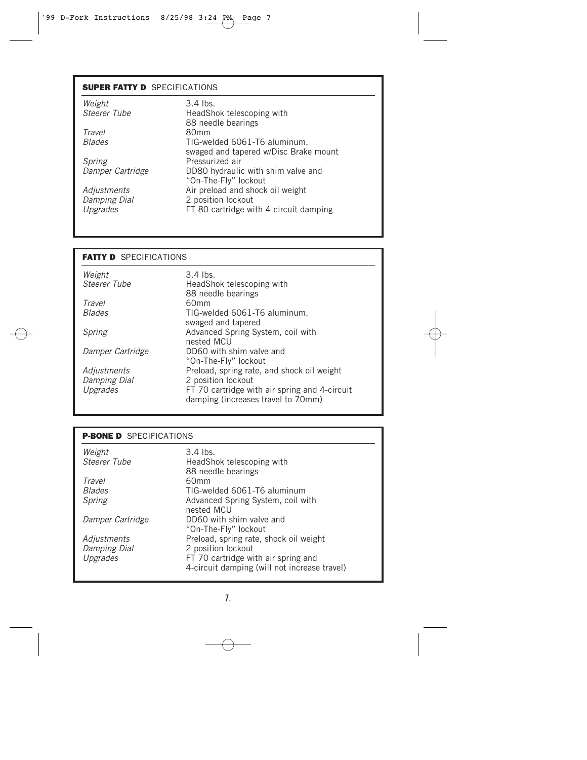## **SUPER FATTY D** SPECIFICATIONS

| | |
|---|---|
| *Weight* | 3.4 lbs. |
| *Steerer Tube* | HeadShok telescoping with 88 needle bearings |
| *Travel* | 80mm |
| *Blades* | TIG-welded 6061-T6 aluminum, swaged and tapered w/Disc Brake mount |
| *Spring* | Pressurized air |
| *Damper Cartridge* | DD80 hydraulic with shim valve and "On-The-Fly" lockout |
| *Adjustments* | Air preload and shock oil weight |
| *Damping Dial* | 2 position lockout |
| *Upgrades* | FT 80 cartridge with 4-circuit damping |

## **FATTY D** SPECIFICATIONS

| | |
|---|---|
| *Weight* | 3.4 lbs. |
| *Steerer Tube* | HeadShok telescoping with 88 needle bearings |
| *Travel* | 60mm |
| *Blades* | TIG-welded 6061-T6 aluminum, swaged and tapered |
| *Spring* | Advanced Spring System, coil with nested MCU |
| *Damper Cartridge* | DD60 with shim valve and "On-The-Fly" lockout |
| *Adjustments* | Preload, spring rate, and shock oil weight |
| *Damping Dial* | 2 position lockout |
| *Upgrades* | FT 70 cartridge with air spring and 4-circuit damping (increases travel to 70mm) |

## **P-BONE D** SPECIFICATIONS

| | |
|---|---|
| *Weight* | 3.4 lbs. |
| *Steerer Tube* | HeadShok telescoping with 88 needle bearings |
| *Travel* | 60mm |
| *Blades* | TIG-welded 6061-T6 aluminum |
| *Spring* | Advanced Spring System, coil with nested MCU |
| *Damper Cartridge* | DD60 with shim valve and "On-The-Fly" lockout |
| *Adjustments* | Preload, spring rate, shock oil weight |
| *Damping Dial* | 2 position lockout |
| *Upgrades* | FT 70 cartridge with air spring and 4-circuit damping (will not increase travel) |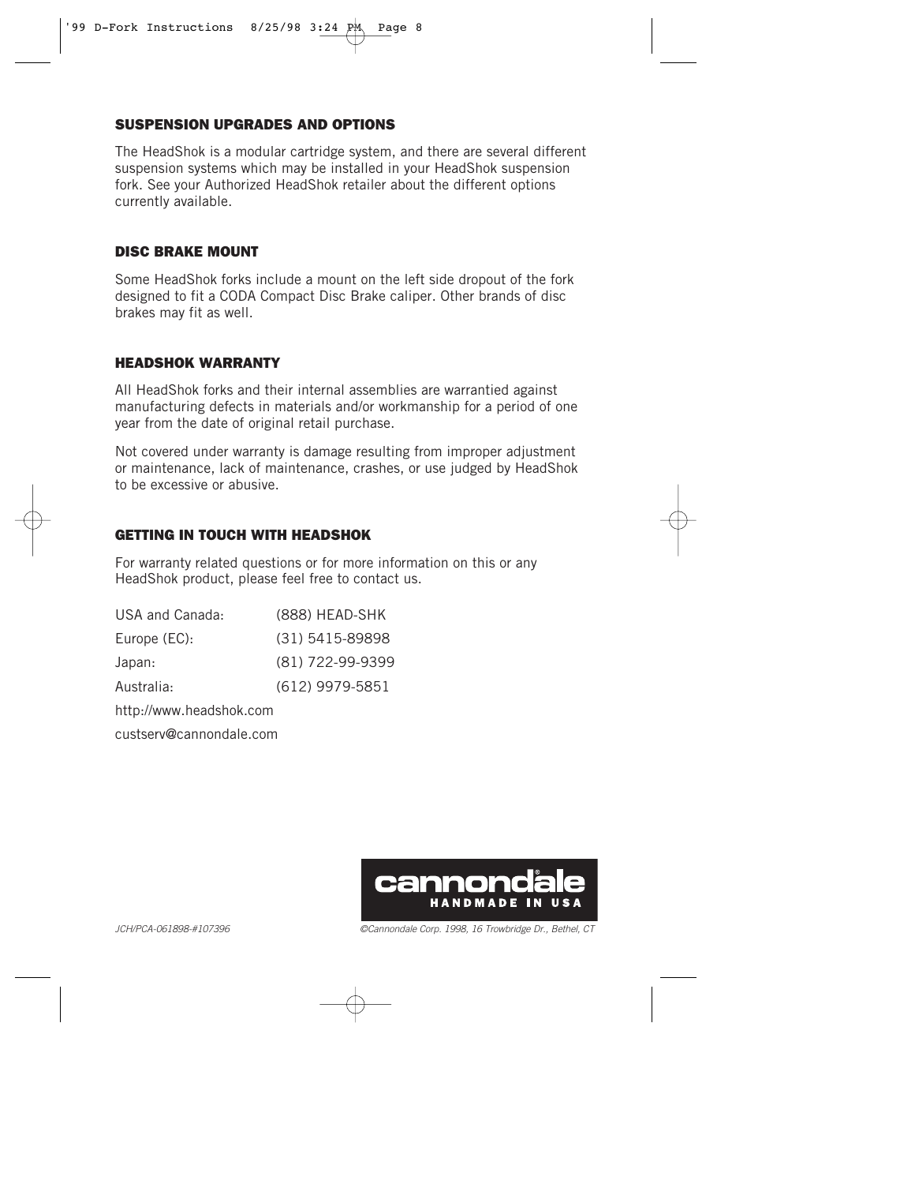## SUSPENSION UPGRADES AND OPTIONS

The HeadShok is a modular cartridge system, and there are several different suspension systems which may be installed in your HeadShok suspension fork. See your Authorized HeadShok retailer about the different options currently available.

## DISC BRAKE MOUNT

Some HeadShok forks include a mount on the left side dropout of the fork designed to fit a CODA Compact Disc Brake caliper. Other brands of disc brakes may fit as well.

## HEADSHOK WARRANTY

All HeadShok forks and their internal assemblies are warrantied against manufacturing defects in materials and/or workmanship for a period of one year from the date of original retail purchase.

Not covered under warranty is damage resulting from improper adjustment or maintenance, lack of maintenance, crashes, or use judged by HeadShok to be excessive or abusive.

## GETTING IN TOUCH WITH HEADSHOK

For warranty related questions or for more information on this or any HeadShok product, please feel free to contact us.

| | |
|---|---|
| USA and Canada: | (888) HEAD-SHK |
| Europe (EC): | (31) 5415-89898 |
| Japan: | (81) 722-99-9399 |
| Australia: | (612) 9979-5851 |

http://www.headshok.com

custserv@cannondale.com

cannondale
HANDMADE IN USA

*JCH/PCA-061898-#107396*

*©Cannondale Corp. 1998, 16 Trowbridge Dr., Bethel, CT*